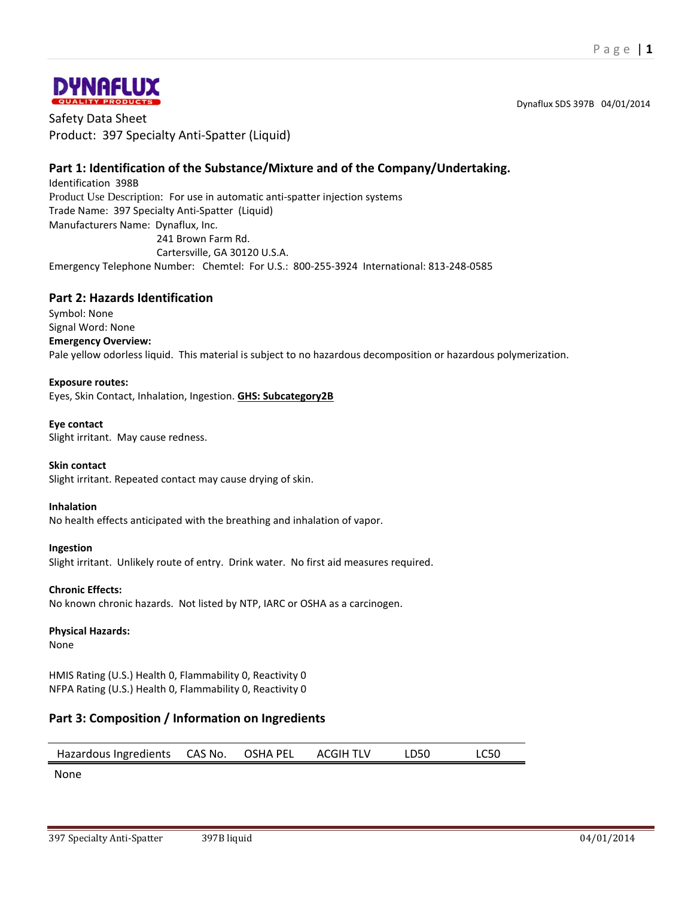DYNAFLUX
QUALITY PRODUCTS

Dynaflux SDS 397B 04/01/2014

Safety Data Sheet
Product: 397 Specialty Anti-Spatter (Liquid)

## Part 1: Identification of the Substance/Mixture and of the Company/Undertaking.

Identification 398B
Product Use Description: For use in automatic anti-spatter injection systems
Trade Name: 397 Specialty Anti-Spatter (Liquid)
Manufacturers Name: Dynaflux, Inc.
241 Brown Farm Rd.
Cartersville, GA 30120 U.S.A.
Emergency Telephone Number: Chemtel: For U.S.: 800-255-3924 International: 813-248-0585

## Part 2: Hazards Identification

Symbol: None
Signal Word: None
**Emergency Overview:**
Pale yellow odorless liquid. This material is subject to no hazardous decomposition or hazardous polymerization.

**Exposure routes:**
Eyes, Skin Contact, Inhalation, Ingestion. **GHS: Subcategory2B**

**Eye contact**
Slight irritant. May cause redness.

**Skin contact**
Slight irritant. Repeated contact may cause drying of skin.

**Inhalation**
No health effects anticipated with the breathing and inhalation of vapor.

**Ingestion**
Slight irritant. Unlikely route of entry. Drink water. No first aid measures required.

**Chronic Effects:**
No known chronic hazards. Not listed by NTP, IARC or OSHA as a carcinogen.

**Physical Hazards:**
None

HMIS Rating (U.S.) Health 0, Flammability 0, Reactivity 0
NFPA Rating (U.S.) Health 0, Flammability 0, Reactivity 0

## Part 3: Composition / Information on Ingredients

| Hazardous Ingredients | CAS No. | OSHA PEL | ACGIH TLV | LD50 | LC50 |
|---|---|---|---|---|---|
| None | | | | | |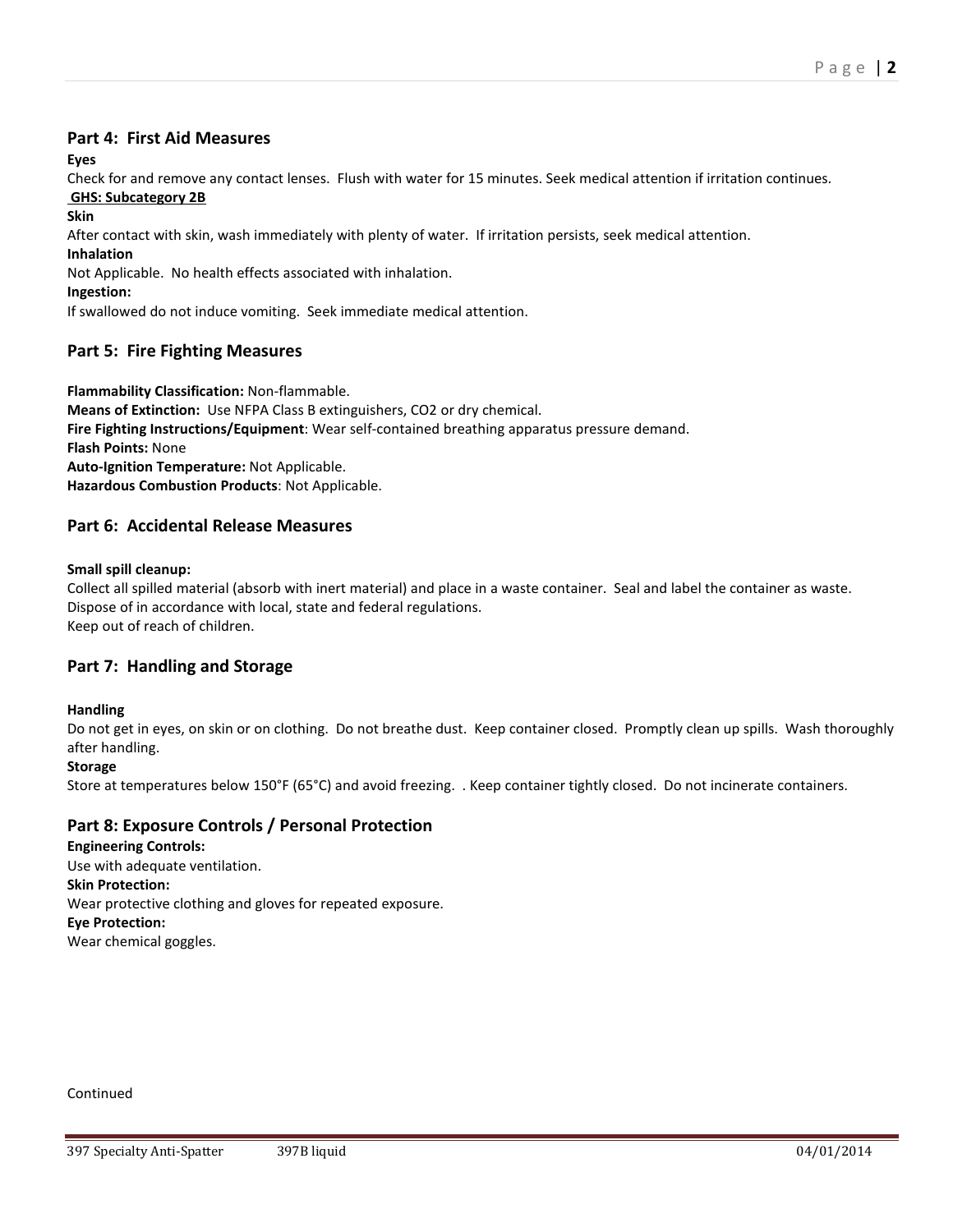## Part 4: First Aid Measures

**Eyes**

Check for and remove any contact lenses. Flush with water for 15 minutes. Seek medical attention if irritation continues.

**GHS: Subcategory 2B**

**Skin**

After contact with skin, wash immediately with plenty of water. If irritation persists, seek medical attention.

**Inhalation**

Not Applicable. No health effects associated with inhalation.

**Ingestion:**

If swallowed do not induce vomiting. Seek immediate medical attention.

## Part 5: Fire Fighting Measures

**Flammability Classification:** Non-flammable.

**Means of Extinction:** Use NFPA Class B extinguishers, CO2 or dry chemical.

**Fire Fighting Instructions/Equipment**: Wear self-contained breathing apparatus pressure demand.

**Flash Points:** None

**Auto-Ignition Temperature:** Not Applicable.

**Hazardous Combustion Products**: Not Applicable.

## Part 6: Accidental Release Measures

**Small spill cleanup:**

Collect all spilled material (absorb with inert material) and place in a waste container. Seal and label the container as waste. Dispose of in accordance with local, state and federal regulations.

Keep out of reach of children.

## Part 7: Handling and Storage

**Handling**

Do not get in eyes, on skin or on clothing. Do not breathe dust. Keep container closed. Promptly clean up spills. Wash thoroughly after handling.

**Storage**

Store at temperatures below 150°F (65°C) and avoid freezing. . Keep container tightly closed. Do not incinerate containers.

## Part 8: Exposure Controls / Personal Protection

**Engineering Controls:**

Use with adequate ventilation.

**Skin Protection:**

Wear protective clothing and gloves for repeated exposure.

**Eye Protection:**

Wear chemical goggles.

Continued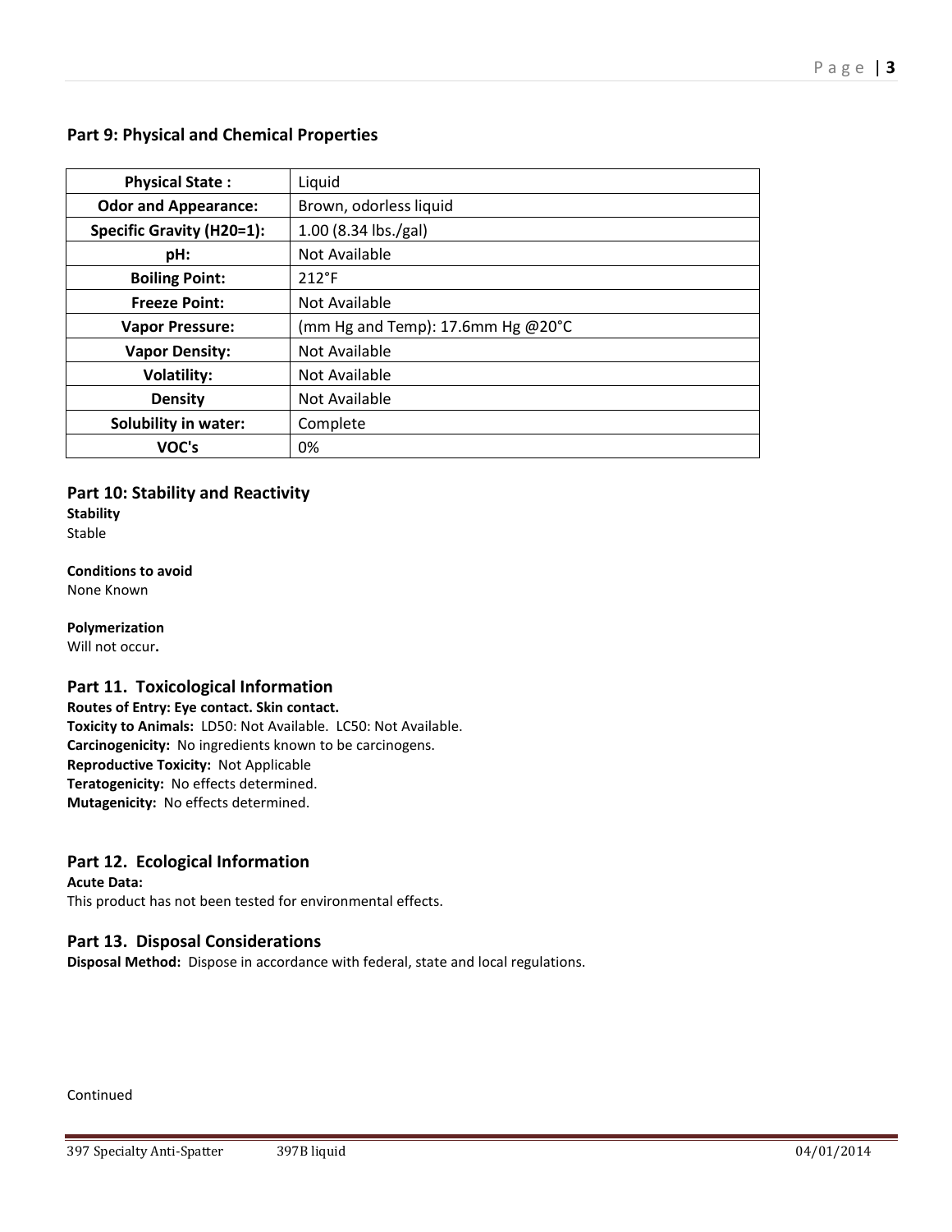## Part 9: Physical and Chemical Properties

| **Physical State :** | Liquid |
| --- | --- |
| **Odor and Appearance:** | Brown, odorless liquid |
| **Specific Gravity (H20=1):** | 1.00 (8.34 lbs./gal) |
| **pH:** | Not Available |
| **Boiling Point:** | 212°F |
| **Freeze Point:** | Not Available |
| **Vapor Pressure:** | (mm Hg and Temp): 17.6mm Hg @20°C |
| **Vapor Density:** | Not Available |
| **Volatility:** | Not Available |
| **Density** | Not Available |
| **Solubility in water:** | Complete |
| **VOC's** | 0% |

## Part 10: Stability and Reactivity

**Stability**
Stable

**Conditions to avoid**
None Known

**Polymerization**
Will not occur**.**

## Part 11. Toxicological Information

**Routes of Entry: Eye contact. Skin contact.**
**Toxicity to Animals:** LD50: Not Available. LC50: Not Available.
**Carcinogenicity:** No ingredients known to be carcinogens.
**Reproductive Toxicity:** Not Applicable
**Teratogenicity:** No effects determined.
**Mutagenicity:** No effects determined.

## Part 12. Ecological Information

**Acute Data:**
This product has not been tested for environmental effects.

## Part 13. Disposal Considerations

**Disposal Method:** Dispose in accordance with federal, state and local regulations.

Continued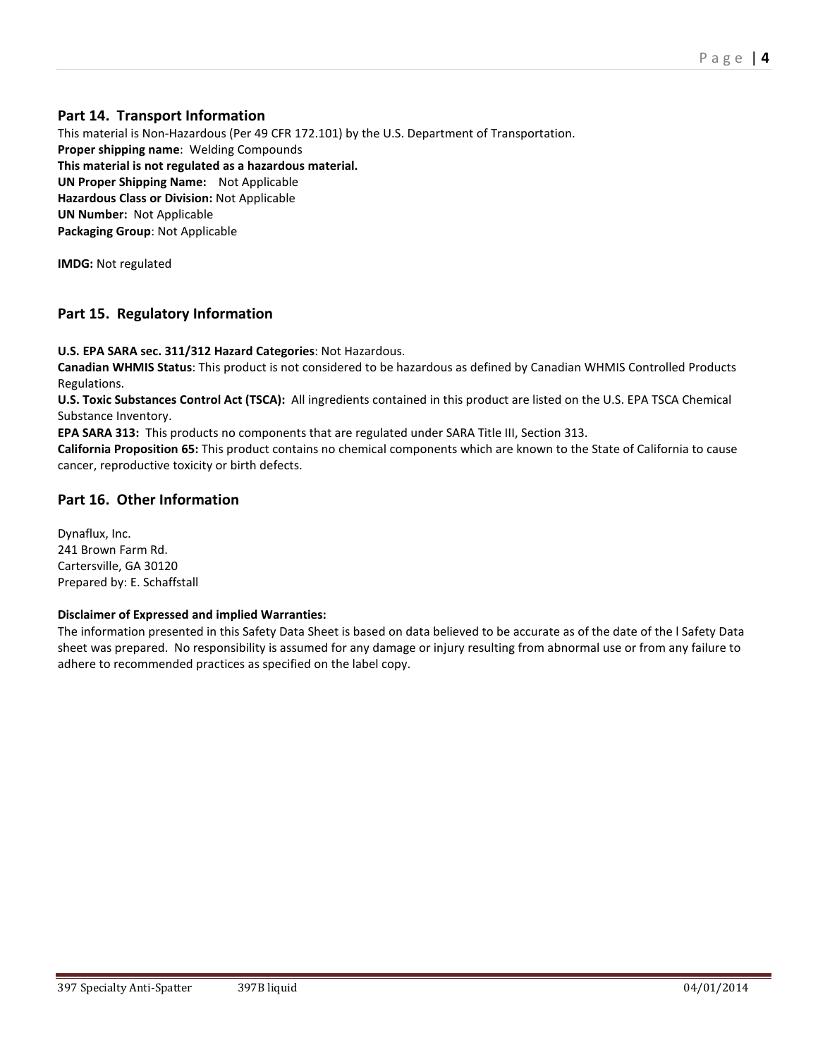## Part 14. Transport Information

This material is Non-Hazardous (Per 49 CFR 172.101) by the U.S. Department of Transportation.
**Proper shipping name**: Welding Compounds
**This material is not regulated as a hazardous material.**
**UN Proper Shipping Name:** Not Applicable
**Hazardous Class or Division:** Not Applicable
**UN Number:** Not Applicable
**Packaging Group**: Not Applicable

**IMDG:** Not regulated

## Part 15. Regulatory Information

**U.S. EPA SARA sec. 311/312 Hazard Categories**: Not Hazardous.
**Canadian WHMIS Status**: This product is not considered to be hazardous as defined by Canadian WHMIS Controlled Products Regulations.
**U.S. Toxic Substances Control Act (TSCA):** All ingredients contained in this product are listed on the U.S. EPA TSCA Chemical Substance Inventory.
**EPA SARA 313:** This products no components that are regulated under SARA Title III, Section 313.
**California Proposition 65:** This product contains no chemical components which are known to the State of California to cause cancer, reproductive toxicity or birth defects.

## Part 16. Other Information

Dynaflux, Inc.
241 Brown Farm Rd.
Cartersville, GA 30120
Prepared by: E. Schaffstall

**Disclaimer of Expressed and implied Warranties:**
The information presented in this Safety Data Sheet is based on data believed to be accurate as of the date of the l Safety Data sheet was prepared. No responsibility is assumed for any damage or injury resulting from abnormal use or from any failure to adhere to recommended practices as specified on the label copy.